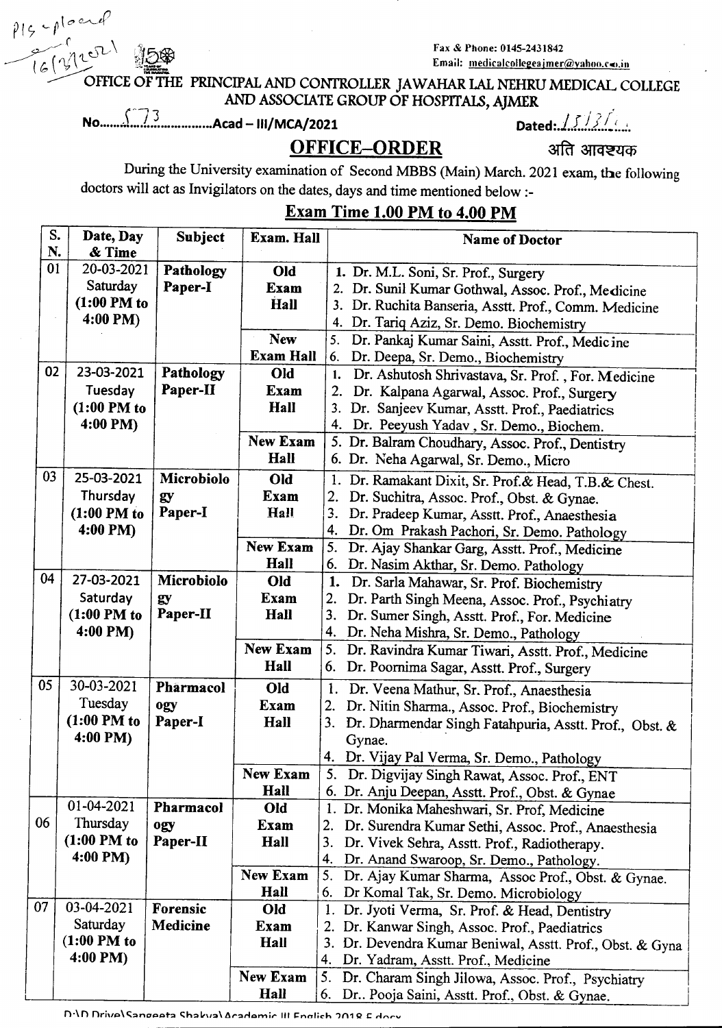Pls uploaded
16/3/2021

Fax & Phone: 0145-2431842
Email: medicalcollegeajmer@yahoo.co.in

## OFFICE OF THE PRINCIPAL AND CONTROLLER JAWAHAR LAL NEHRU MEDICAL COLLEGE AND ASSOCIATE GROUP OF HOSPITALS, AJMER

No......573..............Acad – III/MCA/2021 Dated: 15/3/21

## OFFICE–ORDER अति आवश्यक

During the University examination of Second MBBS (Main) March. 2021 exam, the following doctors will act as Invigilators on the dates, days and time mentioned below :-

## Exam Time 1.00 PM to 4.00 PM

| S. N. | Date, Day & Time | Subject | Exam. Hall | Name of Doctor |
|---|---|---|---|---|
| 01 | 20-03-2021 Saturday (1:00 PM to 4:00 PM) | Pathology Paper-I | Old Exam Hall | 1. Dr. M.L. Soni, Sr. Prof., Surgery<br>2. Dr. Sunil Kumar Gothwal, Assoc. Prof., Medicine<br>3. Dr. Ruchita Banseria, Asstt. Prof., Comm. Medicine<br>4. Dr. Tariq Aziz, Sr. Demo. Biochemistry |
| | | | New Exam Hall | 5. Dr. Pankaj Kumar Saini, Asstt. Prof., Medicine<br>6. Dr. Deepa, Sr. Demo., Biochemistry |
| 02 | 23-03-2021 Tuesday (1:00 PM to 4:00 PM) | Pathology Paper-II | Old Exam Hall | 1. Dr. Ashutosh Shrivastava, Sr. Prof. , For. Medicine<br>2. Dr. Kalpana Agarwal, Assoc. Prof., Surgery<br>3. Dr. Sanjeev Kumar, Asstt. Prof., Paediatrics<br>4. Dr. Peeyush Yadav , Sr. Demo., Biochem. |
| | | | New Exam Hall | 5. Dr. Balram Choudhary, Assoc. Prof., Dentistry<br>6. Dr. Neha Agarwal, Sr. Demo., Micro |
| 03 | 25-03-2021 Thursday (1:00 PM to 4:00 PM) | Microbiology Paper-I | Old Exam Hall | 1. Dr. Ramakant Dixit, Sr. Prof.& Head, T.B.& Chest.<br>2. Dr. Suchitra, Assoc. Prof., Obst. & Gynae.<br>3. Dr. Pradeep Kumar, Asstt. Prof., Anaesthesia<br>4. Dr. Om Prakash Pachori, Sr. Demo. Pathology |
| | | | New Exam Hall | 5. Dr. Ajay Shankar Garg, Asstt. Prof., Medicine<br>6. Dr. Nasim Akthar, Sr. Demo. Pathology |
| 04 | 27-03-2021 Saturday (1:00 PM to 4:00 PM) | Microbiology Paper-II | Old Exam Hall | 1. Dr. Sarla Mahawar, Sr. Prof. Biochemistry<br>2. Dr. Parth Singh Meena, Assoc. Prof., Psychiatry<br>3. Dr. Sumer Singh, Asstt. Prof., For. Medicine<br>4. Dr. Neha Mishra, Sr. Demo., Pathology |
| | | | New Exam Hall | 5. Dr. Ravindra Kumar Tiwari, Asstt. Prof., Medicine<br>6. Dr. Poornima Sagar, Asstt. Prof., Surgery |
| 05 | 30-03-2021 Tuesday (1:00 PM to 4:00 PM) | Pharmacology Paper-I | Old Exam Hall | 1. Dr. Veena Mathur, Sr. Prof., Anaesthesia<br>2. Dr. Nitin Sharma., Assoc. Prof., Biochemistry<br>3. Dr. Dharmendar Singh Fatahpuria, Asstt. Prof., Obst. & Gynae.<br>4. Dr. Vijay Pal Verma, Sr. Demo., Pathology |
| | | | New Exam Hall | 5. Dr. Digvijay Singh Rawat, Assoc. Prof., ENT<br>6. Dr. Anju Deepan, Asstt. Prof., Obst. & Gynae |
| 06 | 01-04-2021 Thursday (1:00 PM to 4:00 PM) | Pharmacology Paper-II | Old Exam Hall | 1. Dr. Monika Maheshwari, Sr. Prof, Medicine<br>2. Dr. Surendra Kumar Sethi, Assoc. Prof., Anaesthesia<br>3. Dr. Vivek Sehra, Asstt. Prof., Radiotherapy.<br>4. Dr. Anand Swaroop, Sr. Demo., Pathology. |
| | | | New Exam Hall | 5. Dr. Ajay Kumar Sharma, Assoc Prof., Obst. & Gynae.<br>6. Dr Komal Tak, Sr. Demo. Microbiology |
| 07 | 03-04-2021 Saturday (1:00 PM to 4:00 PM) | Forensic Medicine | Old Exam Hall | 1. Dr. Jyoti Verma, Sr. Prof. & Head, Dentistry<br>2. Dr. Kanwar Singh, Assoc. Prof., Paediatrics<br>3. Dr. Devendra Kumar Beniwal, Asstt. Prof., Obst. & Gyna<br>4. Dr. Yadram, Asstt. Prof., Medicine |
| | | | New Exam Hall | 5. Dr. Charam Singh Jilowa, Assoc. Prof., Psychiatry<br>6. Dr.. Pooja Saini, Asstt. Prof., Obst. & Gynae. |

D:\D Drive\Sangeeta Shakya\Academic III English 2018 E.docx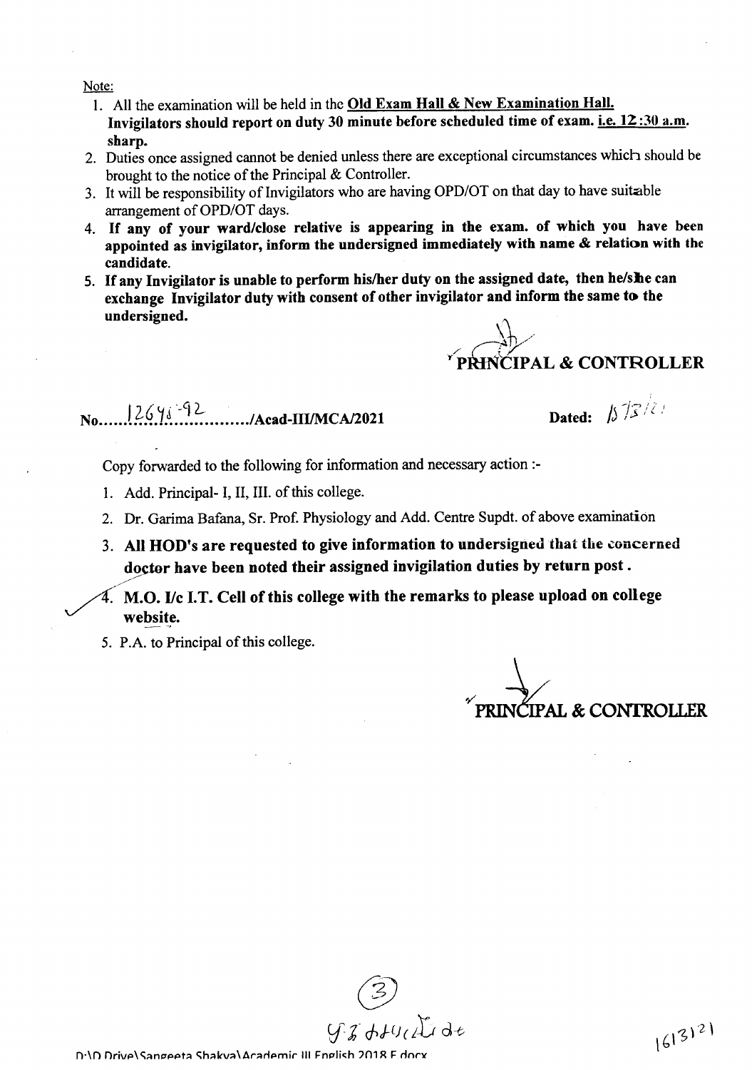Note:

1. All the examination will be held in the **Old Exam Hall & New Examination Hall.**
   **Invigilators should report on duty 30 minute before scheduled time of exam. i.e. 12:30 a.m. sharp.**
2. Duties once assigned cannot be denied unless there are exceptional circumstances which should be brought to the notice of the Principal & Controller.
3. It will be responsibility of Invigilators who are having OPD/OT on that day to have suitable arrangement of OPD/OT days.
4. **If any of your ward/close relative is appearing in the exam. of which you have been appointed as invigilator, inform the undersigned immediately with name & relation with the candidate.**
5. **If any Invigilator is unable to perform his/her duty on the assigned date, then he/she can exchange Invigilator duty with consent of other invigilator and inform the same to the undersigned.**

**PRINCIPAL & CONTROLLER**

No......12648-92........../Acad-III/MCA/2021 **Dated:** 15/3/21

Copy forwarded to the following for information and necessary action :-

1. Add. Principal- I, II, III. of this college.
2. Dr. Garima Bafana, Sr. Prof. Physiology and Add. Centre Supdt. of above examination
3. **All HOD's are requested to give information to undersigned that the concerned doctor have been noted their assigned invigilation duties by return post.**
4. **M.O. I/c I.T. Cell of this college with the remarks to please upload on college website.**
5. P.A. to Principal of this college.

**PRINCIPAL & CONTROLLER**

D:\D Drive\Sangeeta Shakya\Academic III English 2018 F.docx

16/3/21